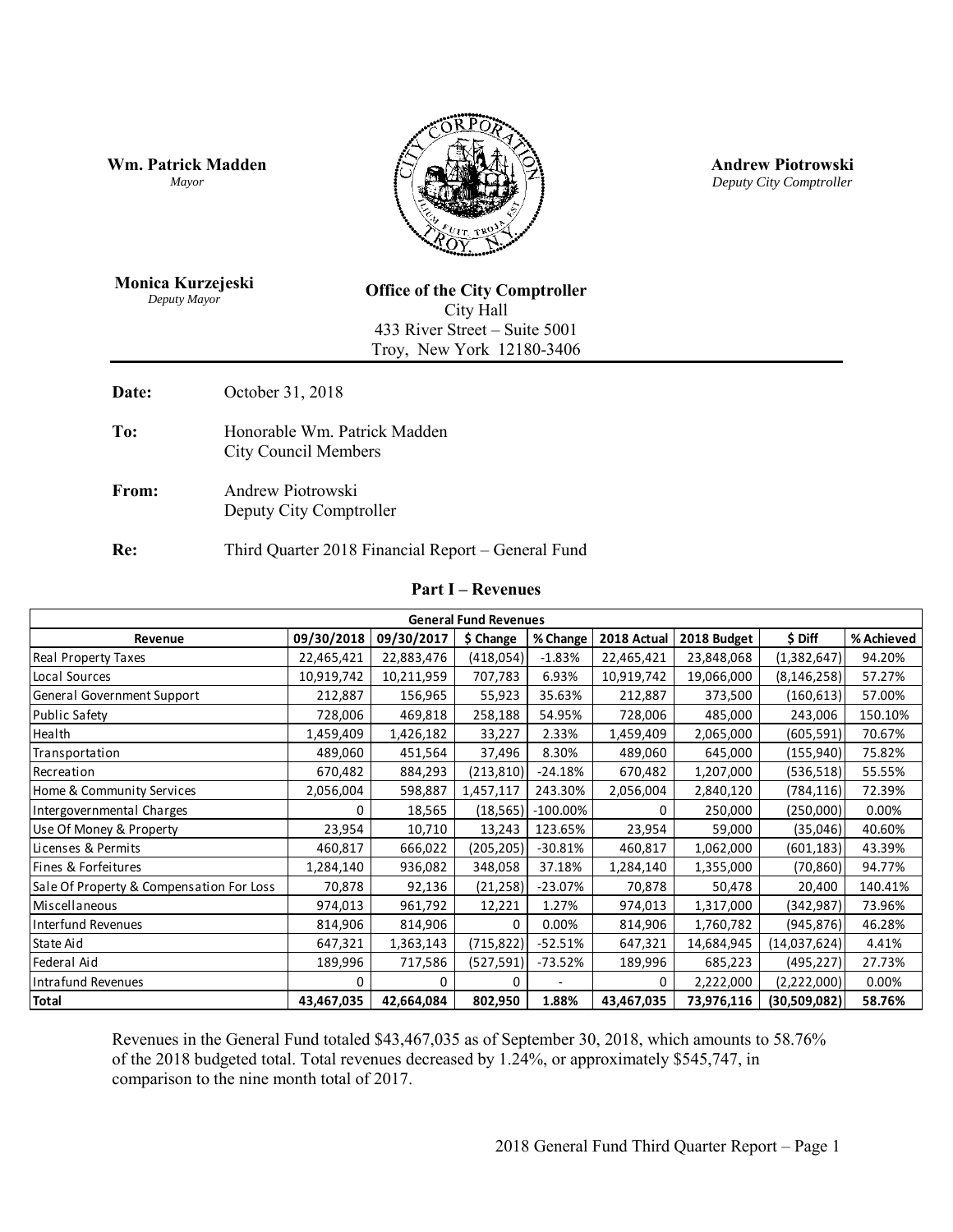**Wm. Patrick Madden**
*Mayor*

**Andrew Piotrowski**
*Deputy City Comptroller*

**Monica Kurzejeski**
*Deputy Mayor*

**Office of the City Comptroller**
City Hall
433 River Street – Suite 5001
Troy, New York 12180-3406

---

**Date:** October 31, 2018

**To:** Honorable Wm. Patrick Madden
City Council Members

**From:** Andrew Piotrowski
Deputy City Comptroller

**Re:** Third Quarter 2018 Financial Report – General Fund

## Part I – Revenues

| General Fund Revenues | | | | | | | | |
|---|---|---|---|---|---|---|---|---|
| **Revenue** | **09/30/2018** | **09/30/2017** | **$ Change** | **% Change** | **2018 Actual** | **2018 Budget** | **$ Diff** | **% Achieved** |
| Real Property Taxes | 22,465,421 | 22,883,476 | (418,054) | -1.83% | 22,465,421 | 23,848,068 | (1,382,647) | 94.20% |
| Local Sources | 10,919,742 | 10,211,959 | 707,783 | 6.93% | 10,919,742 | 19,066,000 | (8,146,258) | 57.27% |
| General Government Support | 212,887 | 156,965 | 55,923 | 35.63% | 212,887 | 373,500 | (160,613) | 57.00% |
| Public Safety | 728,006 | 469,818 | 258,188 | 54.95% | 728,006 | 485,000 | 243,006 | 150.10% |
| Health | 1,459,409 | 1,426,182 | 33,227 | 2.33% | 1,459,409 | 2,065,000 | (605,591) | 70.67% |
| Transportation | 489,060 | 451,564 | 37,496 | 8.30% | 489,060 | 645,000 | (155,940) | 75.82% |
| Recreation | 670,482 | 884,293 | (213,810) | -24.18% | 670,482 | 1,207,000 | (536,518) | 55.55% |
| Home & Community Services | 2,056,004 | 598,887 | 1,457,117 | 243.30% | 2,056,004 | 2,840,120 | (784,116) | 72.39% |
| Intergovernmental Charges | 0 | 18,565 | (18,565) | -100.00% | 0 | 250,000 | (250,000) | 0.00% |
| Use Of Money & Property | 23,954 | 10,710 | 13,243 | 123.65% | 23,954 | 59,000 | (35,046) | 40.60% |
| Licenses & Permits | 460,817 | 666,022 | (205,205) | -30.81% | 460,817 | 1,062,000 | (601,183) | 43.39% |
| Fines & Forfeitures | 1,284,140 | 936,082 | 348,058 | 37.18% | 1,284,140 | 1,355,000 | (70,860) | 94.77% |
| Sale Of Property & Compensation For Loss | 70,878 | 92,136 | (21,258) | -23.07% | 70,878 | 50,478 | 20,400 | 140.41% |
| Miscellaneous | 974,013 | 961,792 | 12,221 | 1.27% | 974,013 | 1,317,000 | (342,987) | 73.96% |
| Interfund Revenues | 814,906 | 814,906 | 0 | 0.00% | 814,906 | 1,760,782 | (945,876) | 46.28% |
| State Aid | 647,321 | 1,363,143 | (715,822) | -52.51% | 647,321 | 14,684,945 | (14,037,624) | 4.41% |
| Federal Aid | 189,996 | 717,586 | (527,591) | -73.52% | 189,996 | 685,223 | (495,227) | 27.73% |
| Intrafund Revenues | 0 | 0 | 0 | - | 0 | 2,222,000 | (2,222,000) | 0.00% |
| **Total** | **43,467,035** | **42,664,084** | **802,950** | **1.88%** | **43,467,035** | **73,976,116** | **(30,509,082)** | **58.76%** |

Revenues in the General Fund totaled $43,467,035 as of September 30, 2018, which amounts to 58.76% of the 2018 budgeted total. Total revenues decreased by 1.24%, or approximately $545,747, in comparison to the nine month total of 2017.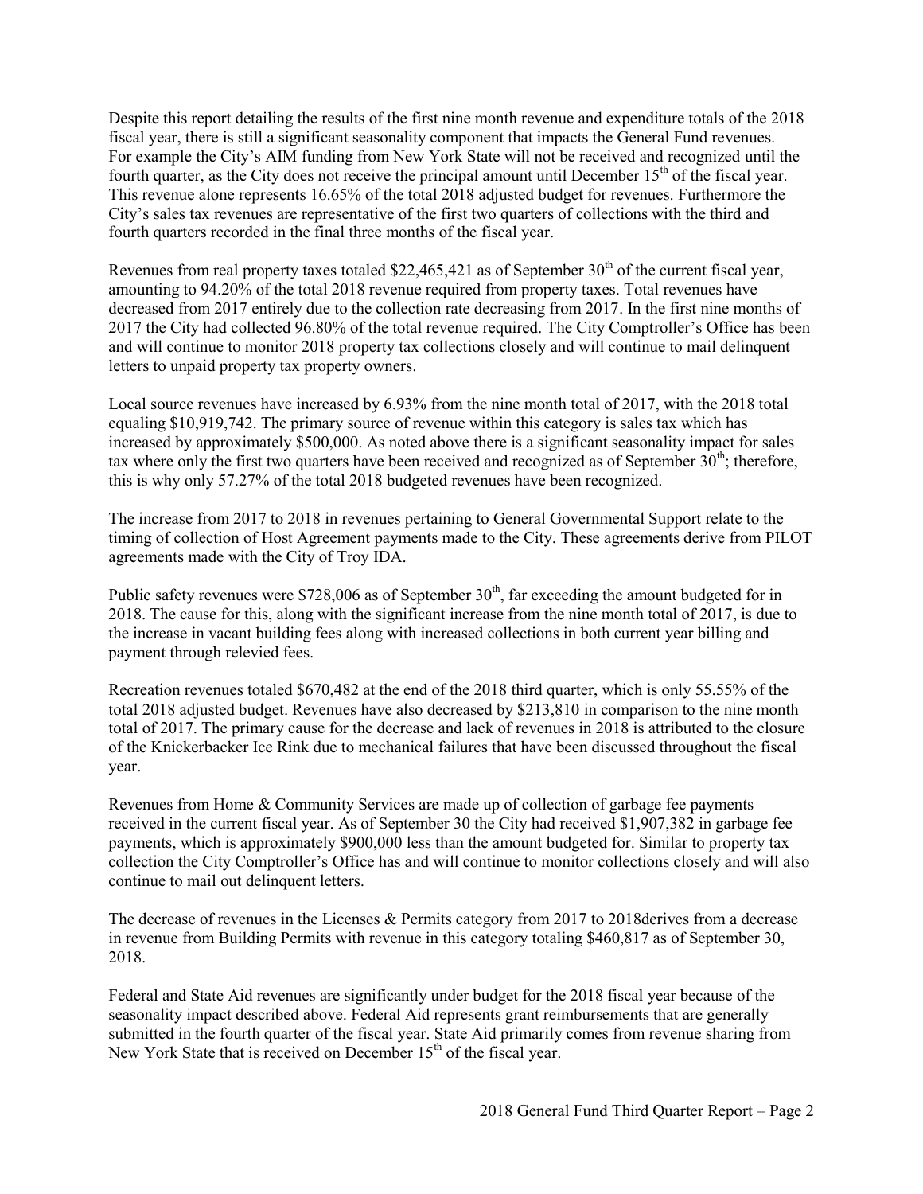Despite this report detailing the results of the first nine month revenue and expenditure totals of the 2018 fiscal year, there is still a significant seasonality component that impacts the General Fund revenues. For example the City's AIM funding from New York State will not be received and recognized until the fourth quarter, as the City does not receive the principal amount until December 15th of the fiscal year. This revenue alone represents 16.65% of the total 2018 adjusted budget for revenues. Furthermore the City's sales tax revenues are representative of the first two quarters of collections with the third and fourth quarters recorded in the final three months of the fiscal year.

Revenues from real property taxes totaled $22,465,421 as of September 30th of the current fiscal year, amounting to 94.20% of the total 2018 revenue required from property taxes. Total revenues have decreased from 2017 entirely due to the collection rate decreasing from 2017. In the first nine months of 2017 the City had collected 96.80% of the total revenue required. The City Comptroller's Office has been and will continue to monitor 2018 property tax collections closely and will continue to mail delinquent letters to unpaid property tax property owners.

Local source revenues have increased by 6.93% from the nine month total of 2017, with the 2018 total equaling $10,919,742. The primary source of revenue within this category is sales tax which has increased by approximately $500,000. As noted above there is a significant seasonality impact for sales tax where only the first two quarters have been received and recognized as of September 30th; therefore, this is why only 57.27% of the total 2018 budgeted revenues have been recognized.

The increase from 2017 to 2018 in revenues pertaining to General Governmental Support relate to the timing of collection of Host Agreement payments made to the City. These agreements derive from PILOT agreements made with the City of Troy IDA.

Public safety revenues were $728,006 as of September 30th, far exceeding the amount budgeted for in 2018. The cause for this, along with the significant increase from the nine month total of 2017, is due to the increase in vacant building fees along with increased collections in both current year billing and payment through relevied fees.

Recreation revenues totaled $670,482 at the end of the 2018 third quarter, which is only 55.55% of the total 2018 adjusted budget. Revenues have also decreased by $213,810 in comparison to the nine month total of 2017. The primary cause for the decrease and lack of revenues in 2018 is attributed to the closure of the Knickerbacker Ice Rink due to mechanical failures that have been discussed throughout the fiscal year.

Revenues from Home & Community Services are made up of collection of garbage fee payments received in the current fiscal year. As of September 30 the City had received $1,907,382 in garbage fee payments, which is approximately $900,000 less than the amount budgeted for. Similar to property tax collection the City Comptroller's Office has and will continue to monitor collections closely and will also continue to mail out delinquent letters.

The decrease of revenues in the Licenses & Permits category from 2017 to 2018derives from a decrease in revenue from Building Permits with revenue in this category totaling $460,817 as of September 30, 2018.

Federal and State Aid revenues are significantly under budget for the 2018 fiscal year because of the seasonality impact described above. Federal Aid represents grant reimbursements that are generally submitted in the fourth quarter of the fiscal year. State Aid primarily comes from revenue sharing from New York State that is received on December 15th of the fiscal year.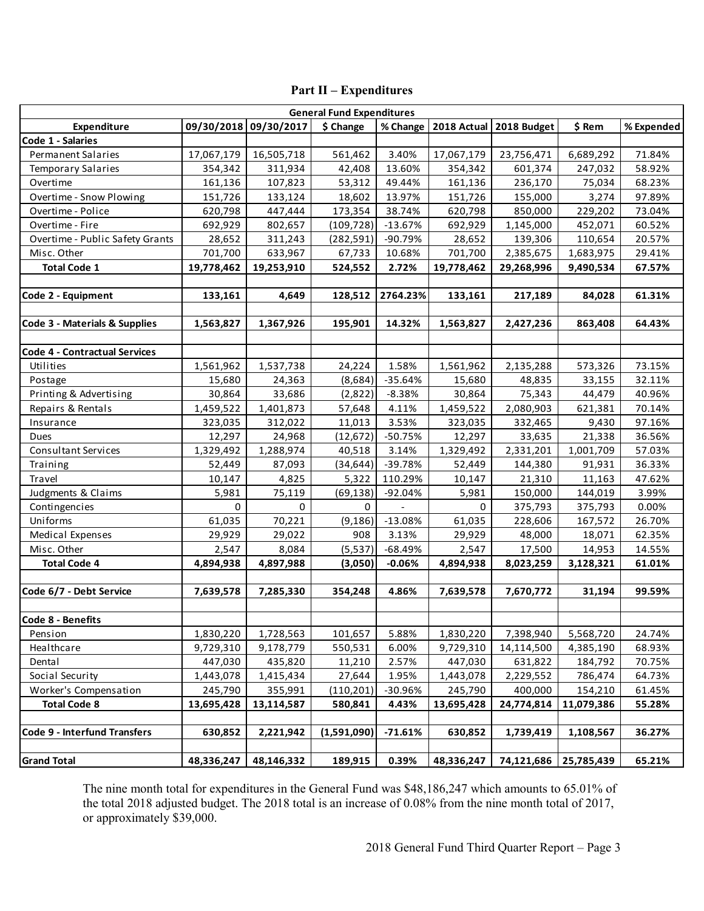## Part II – Expenditures

| General Fund Expenditures | | | | | | | | |
|---|---|---|---|---|---|---|---|---|
| **Expenditure** | **09/30/2018** | **09/30/2017** | **$ Change** | **% Change** | **2018 Actual** | **2018 Budget** | **$ Rem** | **% Expended** |
| **Code 1 - Salaries** | | | | | | | | |
| Permanent Salaries | 17,067,179 | 16,505,718 | 561,462 | 3.40% | 17,067,179 | 23,756,471 | 6,689,292 | 71.84% |
| Temporary Salaries | 354,342 | 311,934 | 42,408 | 13.60% | 354,342 | 601,374 | 247,032 | 58.92% |
| Overtime | 161,136 | 107,823 | 53,312 | 49.44% | 161,136 | 236,170 | 75,034 | 68.23% |
| Overtime - Snow Plowing | 151,726 | 133,124 | 18,602 | 13.97% | 151,726 | 155,000 | 3,274 | 97.89% |
| Overtime - Police | 620,798 | 447,444 | 173,354 | 38.74% | 620,798 | 850,000 | 229,202 | 73.04% |
| Overtime - Fire | 692,929 | 802,657 | (109,728) | -13.67% | 692,929 | 1,145,000 | 452,071 | 60.52% |
| Overtime - Public Safety Grants | 28,652 | 311,243 | (282,591) | -90.79% | 28,652 | 139,306 | 110,654 | 20.57% |
| Misc. Other | 701,700 | 633,967 | 67,733 | 10.68% | 701,700 | 2,385,675 | 1,683,975 | 29.41% |
| **Total Code 1** | **19,778,462** | **19,253,910** | **524,552** | **2.72%** | **19,778,462** | **29,268,996** | **9,490,534** | **67.57%** |
| | | | | | | | | |
| **Code 2 - Equipment** | **133,161** | **4,649** | **128,512** | **2764.23%** | **133,161** | **217,189** | **84,028** | **61.31%** |
| | | | | | | | | |
| **Code 3 - Materials & Supplies** | **1,563,827** | **1,367,926** | **195,901** | **14.32%** | **1,563,827** | **2,427,236** | **863,408** | **64.43%** |
| | | | | | | | | |
| **Code 4 - Contractual Services** | | | | | | | | |
| Utilities | 1,561,962 | 1,537,738 | 24,224 | 1.58% | 1,561,962 | 2,135,288 | 573,326 | 73.15% |
| Postage | 15,680 | 24,363 | (8,684) | -35.64% | 15,680 | 48,835 | 33,155 | 32.11% |
| Printing & Advertising | 30,864 | 33,686 | (2,822) | -8.38% | 30,864 | 75,343 | 44,479 | 40.96% |
| Repairs & Rentals | 1,459,522 | 1,401,873 | 57,648 | 4.11% | 1,459,522 | 2,080,903 | 621,381 | 70.14% |
| Insurance | 323,035 | 312,022 | 11,013 | 3.53% | 323,035 | 332,465 | 9,430 | 97.16% |
| Dues | 12,297 | 24,968 | (12,672) | -50.75% | 12,297 | 33,635 | 21,338 | 36.56% |
| Consultant Services | 1,329,492 | 1,288,974 | 40,518 | 3.14% | 1,329,492 | 2,331,201 | 1,001,709 | 57.03% |
| Training | 52,449 | 87,093 | (34,644) | -39.78% | 52,449 | 144,380 | 91,931 | 36.33% |
| Travel | 10,147 | 4,825 | 5,322 | 110.29% | 10,147 | 21,310 | 11,163 | 47.62% |
| Judgments & Claims | 5,981 | 75,119 | (69,138) | -92.04% | 5,981 | 150,000 | 144,019 | 3.99% |
| Contingencies | 0 | 0 | 0 | - | 0 | 375,793 | 375,793 | 0.00% |
| Uniforms | 61,035 | 70,221 | (9,186) | -13.08% | 61,035 | 228,606 | 167,572 | 26.70% |
| Medical Expenses | 29,929 | 29,022 | 908 | 3.13% | 29,929 | 48,000 | 18,071 | 62.35% |
| Misc. Other | 2,547 | 8,084 | (5,537) | -68.49% | 2,547 | 17,500 | 14,953 | 14.55% |
| **Total Code 4** | **4,894,938** | **4,897,988** | **(3,050)** | **-0.06%** | **4,894,938** | **8,023,259** | **3,128,321** | **61.01%** |
| | | | | | | | | |
| **Code 6/7 - Debt Service** | **7,639,578** | **7,285,330** | **354,248** | **4.86%** | **7,639,578** | **7,670,772** | **31,194** | **99.59%** |
| | | | | | | | | |
| **Code 8 - Benefits** | | | | | | | | |
| Pension | 1,830,220 | 1,728,563 | 101,657 | 5.88% | 1,830,220 | 7,398,940 | 5,568,720 | 24.74% |
| Healthcare | 9,729,310 | 9,178,779 | 550,531 | 6.00% | 9,729,310 | 14,114,500 | 4,385,190 | 68.93% |
| Dental | 447,030 | 435,820 | 11,210 | 2.57% | 447,030 | 631,822 | 184,792 | 70.75% |
| Social Security | 1,443,078 | 1,415,434 | 27,644 | 1.95% | 1,443,078 | 2,229,552 | 786,474 | 64.73% |
| Worker's Compensation | 245,790 | 355,991 | (110,201) | -30.96% | 245,790 | 400,000 | 154,210 | 61.45% |
| **Total Code 8** | **13,695,428** | **13,114,587** | **580,841** | **4.43%** | **13,695,428** | **24,774,814** | **11,079,386** | **55.28%** |
| | | | | | | | | |
| **Code 9 - Interfund Transfers** | **630,852** | **2,221,942** | **(1,591,090)** | **-71.61%** | **630,852** | **1,739,419** | **1,108,567** | **36.27%** |
| | | | | | | | | |
| **Grand Total** | **48,336,247** | **48,146,332** | **189,915** | **0.39%** | **48,336,247** | **74,121,686** | **25,785,439** | **65.21%** |

The nine month total for expenditures in the General Fund was $48,186,247 which amounts to 65.01% of the total 2018 adjusted budget. The 2018 total is an increase of 0.08% from the nine month total of 2017, or approximately $39,000.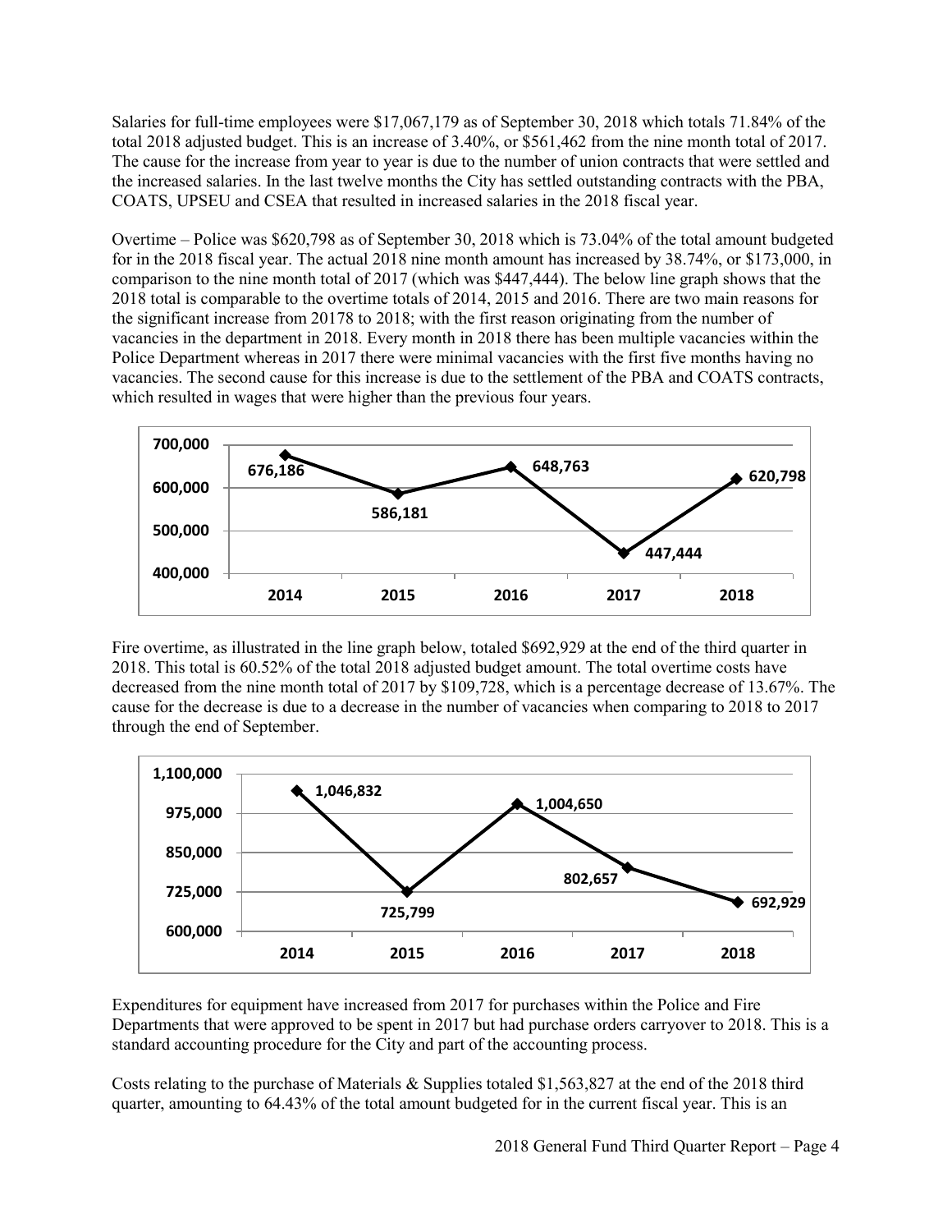Salaries for full-time employees were $17,067,179 as of September 30, 2018 which totals 71.84% of the total 2018 adjusted budget. This is an increase of 3.40%, or $561,462 from the nine month total of 2017. The cause for the increase from year to year is due to the number of union contracts that were settled and the increased salaries. In the last twelve months the City has settled outstanding contracts with the PBA, COATS, UPSEU and CSEA that resulted in increased salaries in the 2018 fiscal year.

Overtime – Police was $620,798 as of September 30, 2018 which is 73.04% of the total amount budgeted for in the 2018 fiscal year. The actual 2018 nine month amount has increased by 38.74%, or $173,000, in comparison to the nine month total of 2017 (which was $447,444). The below line graph shows that the 2018 total is comparable to the overtime totals of 2014, 2015 and 2016. There are two main reasons for the significant increase from 20178 to 2018; with the first reason originating from the number of vacancies in the department in 2018. Every month in 2018 there has been multiple vacancies within the Police Department whereas in 2017 there were minimal vacancies with the first five months having no vacancies. The second cause for this increase is due to the settlement of the PBA and COATS contracts, which resulted in wages that were higher than the previous four years.

| 2014 | 2015 | 2016 | 2017 | 2018 |
|---|---|---|---|---|
| 676,186 | 586,181 | 648,763 | 447,444 | 620,798 |

Fire overtime, as illustrated in the line graph below, totaled $692,929 at the end of the third quarter in 2018. This total is 60.52% of the total 2018 adjusted budget amount. The total overtime costs have decreased from the nine month total of 2017 by $109,728, which is a percentage decrease of 13.67%. The cause for the decrease is due to a decrease in the number of vacancies when comparing to 2018 to 2017 through the end of September.

| 2014 | 2015 | 2016 | 2017 | 2018 |
|---|---|---|---|---|
| 1,046,832 | 725,799 | 1,004,650 | 802,657 | 692,929 |

Expenditures for equipment have increased from 2017 for purchases within the Police and Fire Departments that were approved to be spent in 2017 but had purchase orders carryover to 2018. This is a standard accounting procedure for the City and part of the accounting process.

Costs relating to the purchase of Materials & Supplies totaled $1,563,827 at the end of the 2018 third quarter, amounting to 64.43% of the total amount budgeted for in the current fiscal year. This is an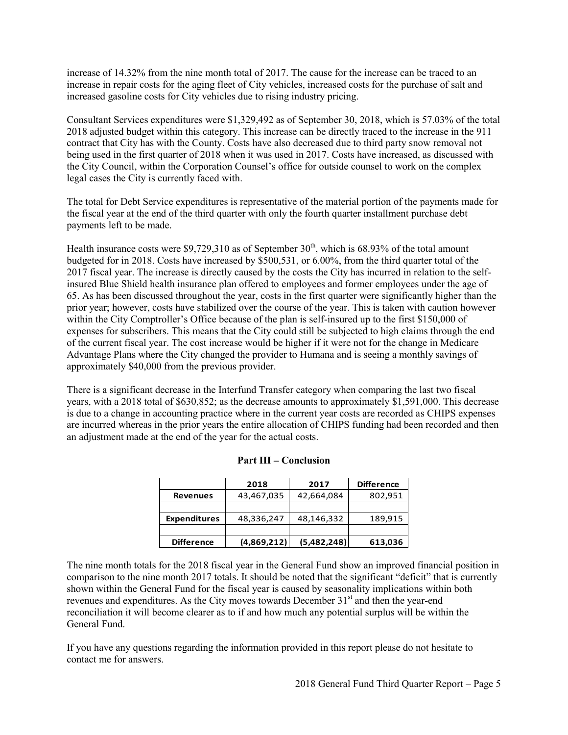increase of 14.32% from the nine month total of 2017. The cause for the increase can be traced to an increase in repair costs for the aging fleet of City vehicles, increased costs for the purchase of salt and increased gasoline costs for City vehicles due to rising industry pricing.

Consultant Services expenditures were $1,329,492 as of September 30, 2018, which is 57.03% of the total 2018 adjusted budget within this category. This increase can be directly traced to the increase in the 911 contract that City has with the County. Costs have also decreased due to third party snow removal not being used in the first quarter of 2018 when it was used in 2017. Costs have increased, as discussed with the City Council, within the Corporation Counsel's office for outside counsel to work on the complex legal cases the City is currently faced with.

The total for Debt Service expenditures is representative of the material portion of the payments made for the fiscal year at the end of the third quarter with only the fourth quarter installment purchase debt payments left to be made.

Health insurance costs were $9,729,310 as of September 30th, which is 68.93% of the total amount budgeted for in 2018. Costs have increased by $500,531, or 6.00%, from the third quarter total of the 2017 fiscal year. The increase is directly caused by the costs the City has incurred in relation to the self-insured Blue Shield health insurance plan offered to employees and former employees under the age of 65. As has been discussed throughout the year, costs in the first quarter were significantly higher than the prior year; however, costs have stabilized over the course of the year. This is taken with caution however within the City Comptroller's Office because of the plan is self-insured up to the first $150,000 of expenses for subscribers. This means that the City could still be subjected to high claims through the end of the current fiscal year. The cost increase would be higher if it were not for the change in Medicare Advantage Plans where the City changed the provider to Humana and is seeing a monthly savings of approximately $40,000 from the previous provider.

There is a significant decrease in the Interfund Transfer category when comparing the last two fiscal years, with a 2018 total of $630,852; as the decrease amounts to approximately $1,591,000. This decrease is due to a change in accounting practice where in the current year costs are recorded as CHIPS expenses are incurred whereas in the prior years the entire allocation of CHIPS funding had been recorded and then an adjustment made at the end of the year for the actual costs.

## Part III – Conclusion

| | 2018 | 2017 | Difference |
|---|---|---|---|
| **Revenues** | 43,467,035 | 42,664,084 | 802,951 |
| | | | |
| **Expenditures** | 48,336,247 | 48,146,332 | 189,915 |
| | | | |
| **Difference** | **(4,869,212)** | **(5,482,248)** | **613,036** |

The nine month totals for the 2018 fiscal year in the General Fund show an improved financial position in comparison to the nine month 2017 totals. It should be noted that the significant "deficit" that is currently shown within the General Fund for the fiscal year is caused by seasonality implications within both revenues and expenditures. As the City moves towards December 31st and then the year-end reconciliation it will become clearer as to if and how much any potential surplus will be within the General Fund.

If you have any questions regarding the information provided in this report please do not hesitate to contact me for answers.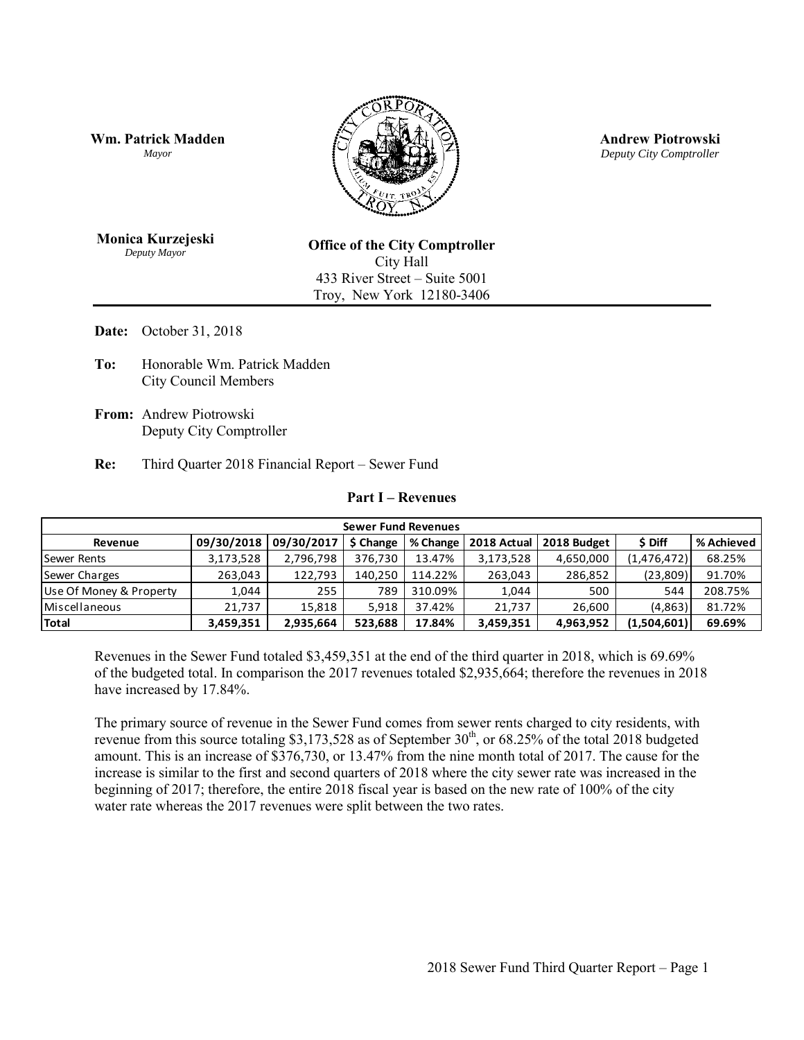**Wm. Patrick Madden**
*Mayor*

**Andrew Piotrowski**
*Deputy City Comptroller*

**Monica Kurzejeski**
*Deputy Mayor*

**Office of the City Comptroller**
City Hall
433 River Street – Suite 5001
Troy, New York 12180-3406

---

**Date:** October 31, 2018

**To:** Honorable Wm. Patrick Madden
City Council Members

**From:** Andrew Piotrowski
Deputy City Comptroller

**Re:** Third Quarter 2018 Financial Report – Sewer Fund

## Part I – Revenues

| Sewer Fund Revenues | | | | | | | | |
|---|---|---|---|---|---|---|---|---|
| **Revenue** | **09/30/2018** | **09/30/2017** | **$ Change** | **% Change** | **2018 Actual** | **2018 Budget** | **$ Diff** | **% Achieved** |
| Sewer Rents | 3,173,528 | 2,796,798 | 376,730 | 13.47% | 3,173,528 | 4,650,000 | (1,476,472) | 68.25% |
| Sewer Charges | 263,043 | 122,793 | 140,250 | 114.22% | 263,043 | 286,852 | (23,809) | 91.70% |
| Use Of Money & Property | 1,044 | 255 | 789 | 310.09% | 1,044 | 500 | 544 | 208.75% |
| Miscellaneous | 21,737 | 15,818 | 5,918 | 37.42% | 21,737 | 26,600 | (4,863) | 81.72% |
| **Total** | **3,459,351** | **2,935,664** | **523,688** | **17.84%** | **3,459,351** | **4,963,952** | **(1,504,601)** | **69.69%** |

Revenues in the Sewer Fund totaled $3,459,351 at the end of the third quarter in 2018, which is 69.69% of the budgeted total. In comparison the 2017 revenues totaled $2,935,664; therefore the revenues in 2018 have increased by 17.84%.

The primary source of revenue in the Sewer Fund comes from sewer rents charged to city residents, with revenue from this source totaling $3,173,528 as of September 30th, or 68.25% of the total 2018 budgeted amount. This is an increase of $376,730, or 13.47% from the nine month total of 2017. The cause for the increase is similar to the first and second quarters of 2018 where the city sewer rate was increased in the beginning of 2017; therefore, the entire 2018 fiscal year is based on the new rate of 100% of the city water rate whereas the 2017 revenues were split between the two rates.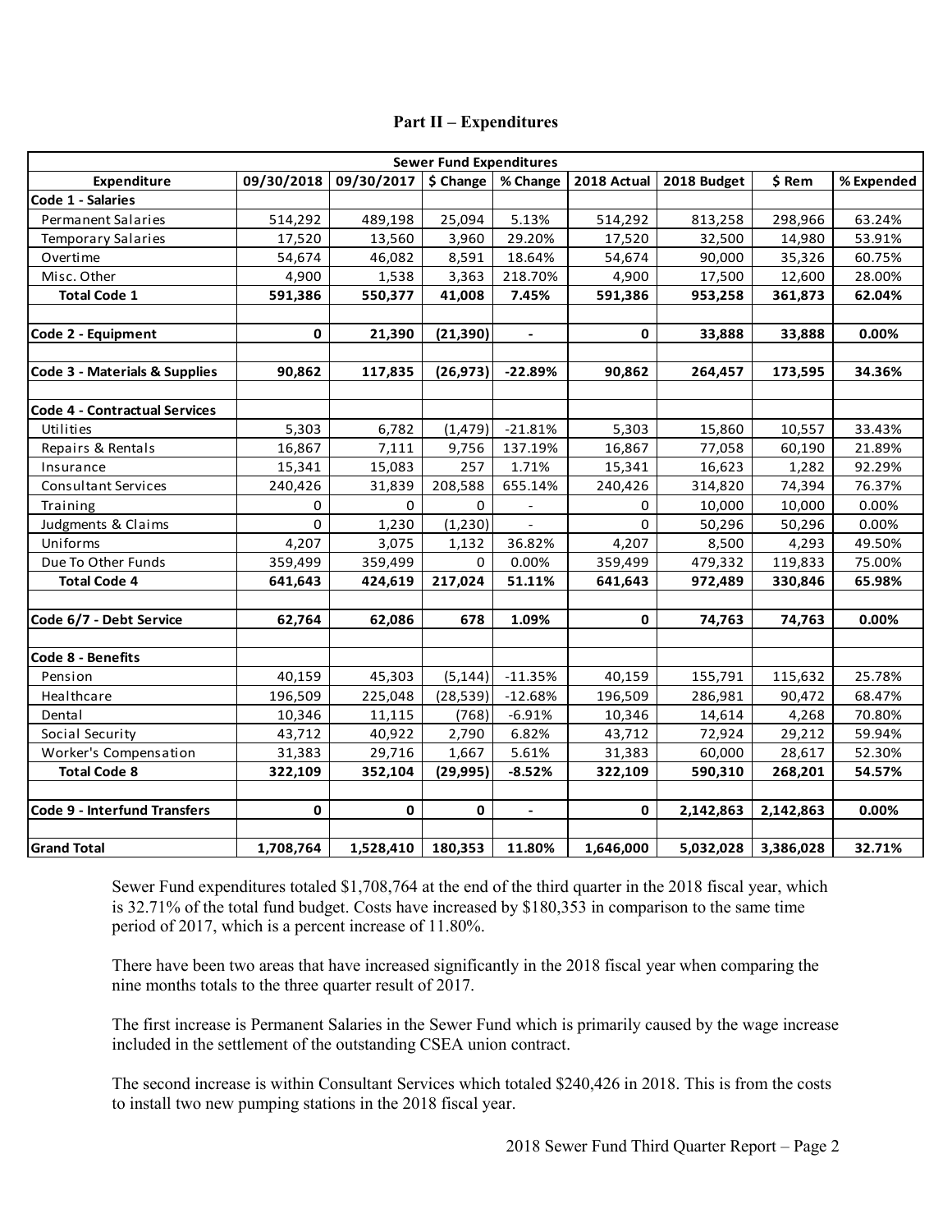# Part II – Expenditures

| Sewer Fund Expenditures | | | | | | | | |
|---|---|---|---|---|---|---|---|---|
| **Expenditure** | **09/30/2018** | **09/30/2017** | **$ Change** | **% Change** | **2018 Actual** | **2018 Budget** | **$ Rem** | **% Expended** |
| **Code 1 - Salaries** | | | | | | | | |
| Permanent Salaries | 514,292 | 489,198 | 25,094 | 5.13% | 514,292 | 813,258 | 298,966 | 63.24% |
| Temporary Salaries | 17,520 | 13,560 | 3,960 | 29.20% | 17,520 | 32,500 | 14,980 | 53.91% |
| Overtime | 54,674 | 46,082 | 8,591 | 18.64% | 54,674 | 90,000 | 35,326 | 60.75% |
| Misc. Other | 4,900 | 1,538 | 3,363 | 218.70% | 4,900 | 17,500 | 12,600 | 28.00% |
| **Total Code 1** | **591,386** | **550,377** | **41,008** | **7.45%** | **591,386** | **953,258** | **361,873** | **62.04%** |
| | | | | | | | | |
| **Code 2 - Equipment** | **0** | **21,390** | **(21,390)** | **-** | **0** | **33,888** | **33,888** | **0.00%** |
| | | | | | | | | |
| **Code 3 - Materials & Supplies** | **90,862** | **117,835** | **(26,973)** | **-22.89%** | **90,862** | **264,457** | **173,595** | **34.36%** |
| | | | | | | | | |
| **Code 4 - Contractual Services** | | | | | | | | |
| Utilities | 5,303 | 6,782 | (1,479) | -21.81% | 5,303 | 15,860 | 10,557 | 33.43% |
| Repairs & Rentals | 16,867 | 7,111 | 9,756 | 137.19% | 16,867 | 77,058 | 60,190 | 21.89% |
| Insurance | 15,341 | 15,083 | 257 | 1.71% | 15,341 | 16,623 | 1,282 | 92.29% |
| Consultant Services | 240,426 | 31,839 | 208,588 | 655.14% | 240,426 | 314,820 | 74,394 | 76.37% |
| Training | 0 | 0 | 0 | - | 0 | 10,000 | 10,000 | 0.00% |
| Judgments & Claims | 0 | 1,230 | (1,230) | - | 0 | 50,296 | 50,296 | 0.00% |
| Uniforms | 4,207 | 3,075 | 1,132 | 36.82% | 4,207 | 8,500 | 4,293 | 49.50% |
| Due To Other Funds | 359,499 | 359,499 | 0 | 0.00% | 359,499 | 479,332 | 119,833 | 75.00% |
| **Total Code 4** | **641,643** | **424,619** | **217,024** | **51.11%** | **641,643** | **972,489** | **330,846** | **65.98%** |
| | | | | | | | | |
| **Code 6/7 - Debt Service** | **62,764** | **62,086** | **678** | **1.09%** | **0** | **74,763** | **74,763** | **0.00%** |
| | | | | | | | | |
| **Code 8 - Benefits** | | | | | | | | |
| Pension | 40,159 | 45,303 | (5,144) | -11.35% | 40,159 | 155,791 | 115,632 | 25.78% |
| Healthcare | 196,509 | 225,048 | (28,539) | -12.68% | 196,509 | 286,981 | 90,472 | 68.47% |
| Dental | 10,346 | 11,115 | (768) | -6.91% | 10,346 | 14,614 | 4,268 | 70.80% |
| Social Security | 43,712 | 40,922 | 2,790 | 6.82% | 43,712 | 72,924 | 29,212 | 59.94% |
| Worker's Compensation | 31,383 | 29,716 | 1,667 | 5.61% | 31,383 | 60,000 | 28,617 | 52.30% |
| **Total Code 8** | **322,109** | **352,104** | **(29,995)** | **-8.52%** | **322,109** | **590,310** | **268,201** | **54.57%** |
| | | | | | | | | |
| **Code 9 - Interfund Transfers** | **0** | **0** | **0** | **-** | **0** | **2,142,863** | **2,142,863** | **0.00%** |
| | | | | | | | | |
| **Grand Total** | **1,708,764** | **1,528,410** | **180,353** | **11.80%** | **1,646,000** | **5,032,028** | **3,386,028** | **32.71%** |

Sewer Fund expenditures totaled $1,708,764 at the end of the third quarter in the 2018 fiscal year, which is 32.71% of the total fund budget. Costs have increased by $180,353 in comparison to the same time period of 2017, which is a percent increase of 11.80%.

There have been two areas that have increased significantly in the 2018 fiscal year when comparing the nine months totals to the three quarter result of 2017.

The first increase is Permanent Salaries in the Sewer Fund which is primarily caused by the wage increase included in the settlement of the outstanding CSEA union contract.

The second increase is within Consultant Services which totaled $240,426 in 2018. This is from the costs to install two new pumping stations in the 2018 fiscal year.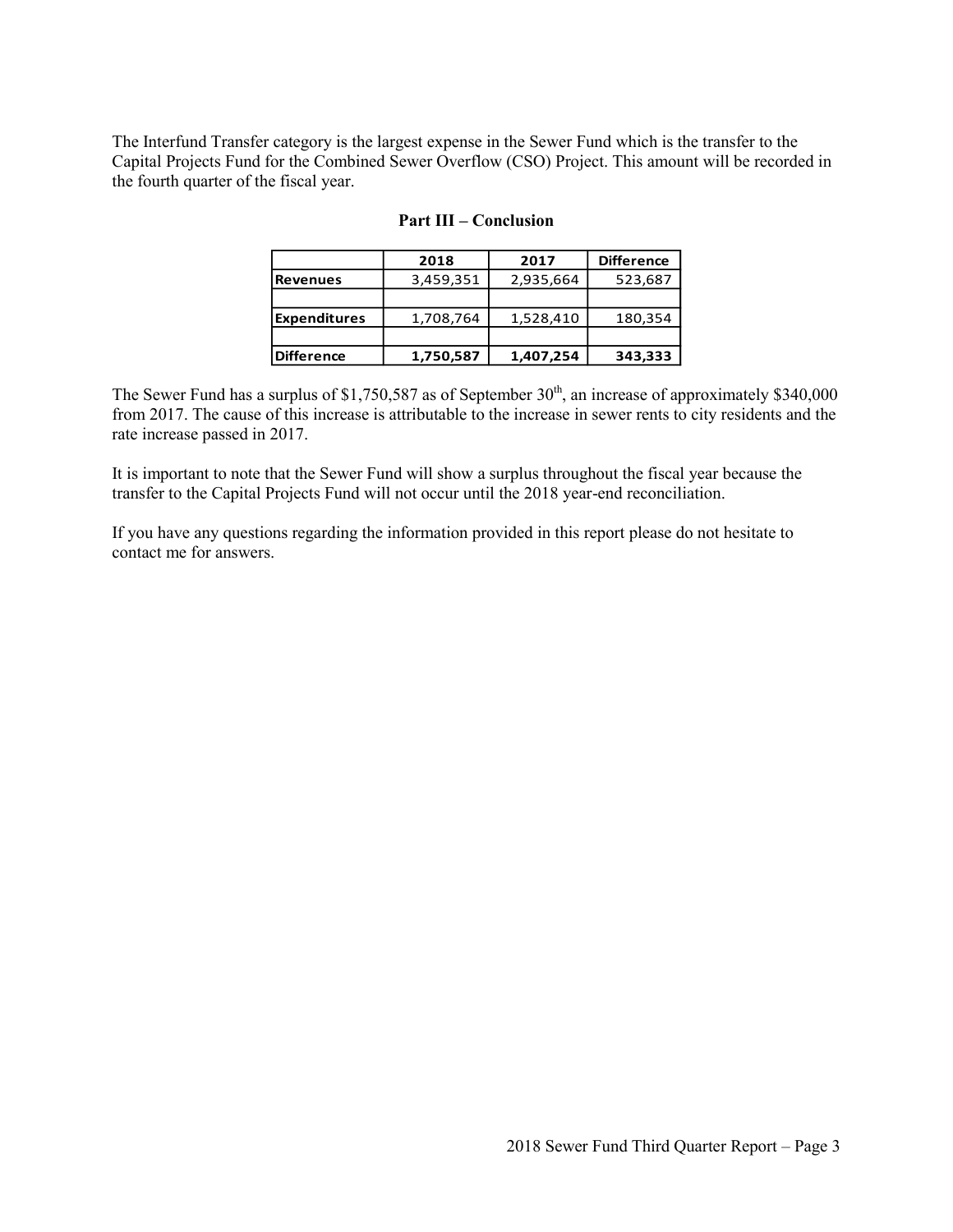The Interfund Transfer category is the largest expense in the Sewer Fund which is the transfer to the Capital Projects Fund for the Combined Sewer Overflow (CSO) Project. This amount will be recorded in the fourth quarter of the fiscal year.

## Part III – Conclusion

| | 2018 | 2017 | Difference |
|---|---|---|---|
| **Revenues** | 3,459,351 | 2,935,664 | 523,687 |
| | | | |
| **Expenditures** | 1,708,764 | 1,528,410 | 180,354 |
| | | | |
| **Difference** | **1,750,587** | **1,407,254** | **343,333** |

The Sewer Fund has a surplus of $1,750,587 as of September 30th, an increase of approximately $340,000 from 2017. The cause of this increase is attributable to the increase in sewer rents to city residents and the rate increase passed in 2017.

It is important to note that the Sewer Fund will show a surplus throughout the fiscal year because the transfer to the Capital Projects Fund will not occur until the 2018 year-end reconciliation.

If you have any questions regarding the information provided in this report please do not hesitate to contact me for answers.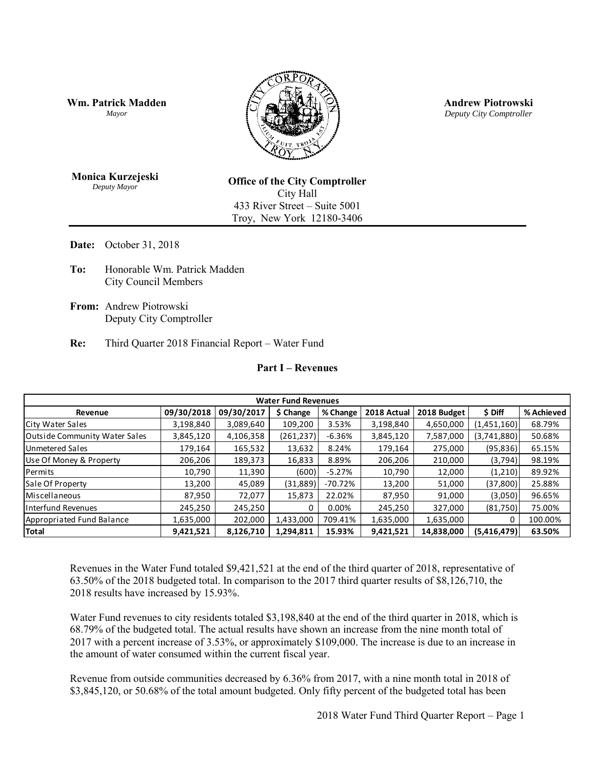**Wm. Patrick Madden**
*Mayor*

**Andrew Piotrowski**
*Deputy City Comptroller*

**Monica Kurzejeski**
*Deputy Mayor*

**Office of the City Comptroller**
City Hall
433 River Street – Suite 5001
Troy, New York 12180-3406

---

**Date:** October 31, 2018

**To:** Honorable Wm. Patrick Madden
City Council Members

**From:** Andrew Piotrowski
Deputy City Comptroller

**Re:** Third Quarter 2018 Financial Report – Water Fund

## Part I – Revenues

| Water Fund Revenues | | | | | | | | |
|---|---|---|---|---|---|---|---|---|
| **Revenue** | **09/30/2018** | **09/30/2017** | **$ Change** | **% Change** | **2018 Actual** | **2018 Budget** | **$ Diff** | **% Achieved** |
| City Water Sales | 3,198,840 | 3,089,640 | 109,200 | 3.53% | 3,198,840 | 4,650,000 | (1,451,160) | 68.79% |
| Outside Community Water Sales | 3,845,120 | 4,106,358 | (261,237) | -6.36% | 3,845,120 | 7,587,000 | (3,741,880) | 50.68% |
| Unmetered Sales | 179,164 | 165,532 | 13,632 | 8.24% | 179,164 | 275,000 | (95,836) | 65.15% |
| Use Of Money & Property | 206,206 | 189,373 | 16,833 | 8.89% | 206,206 | 210,000 | (3,794) | 98.19% |
| Permits | 10,790 | 11,390 | (600) | -5.27% | 10,790 | 12,000 | (1,210) | 89.92% |
| Sale Of Property | 13,200 | 45,089 | (31,889) | -70.72% | 13,200 | 51,000 | (37,800) | 25.88% |
| Miscellaneous | 87,950 | 72,077 | 15,873 | 22.02% | 87,950 | 91,000 | (3,050) | 96.65% |
| Interfund Revenues | 245,250 | 245,250 | 0 | 0.00% | 245,250 | 327,000 | (81,750) | 75.00% |
| Appropriated Fund Balance | 1,635,000 | 202,000 | 1,433,000 | 709.41% | 1,635,000 | 1,635,000 | 0 | 100.00% |
| **Total** | **9,421,521** | **8,126,710** | **1,294,811** | **15.93%** | **9,421,521** | **14,838,000** | **(5,416,479)** | **63.50%** |

Revenues in the Water Fund totaled $9,421,521 at the end of the third quarter of 2018, representative of 63.50% of the 2018 budgeted total. In comparison to the 2017 third quarter results of $8,126,710, the 2018 results have increased by 15.93%.

Water Fund revenues to city residents totaled $3,198,840 at the end of the third quarter in 2018, which is 68.79% of the budgeted total. The actual results have shown an increase from the nine month total of 2017 with a percent increase of 3.53%, or approximately $109,000. The increase is due to an increase in the amount of water consumed within the current fiscal year.

Revenue from outside communities decreased by 6.36% from 2017, with a nine month total in 2018 of $3,845,120, or 50.68% of the total amount budgeted. Only fifty percent of the budgeted total has been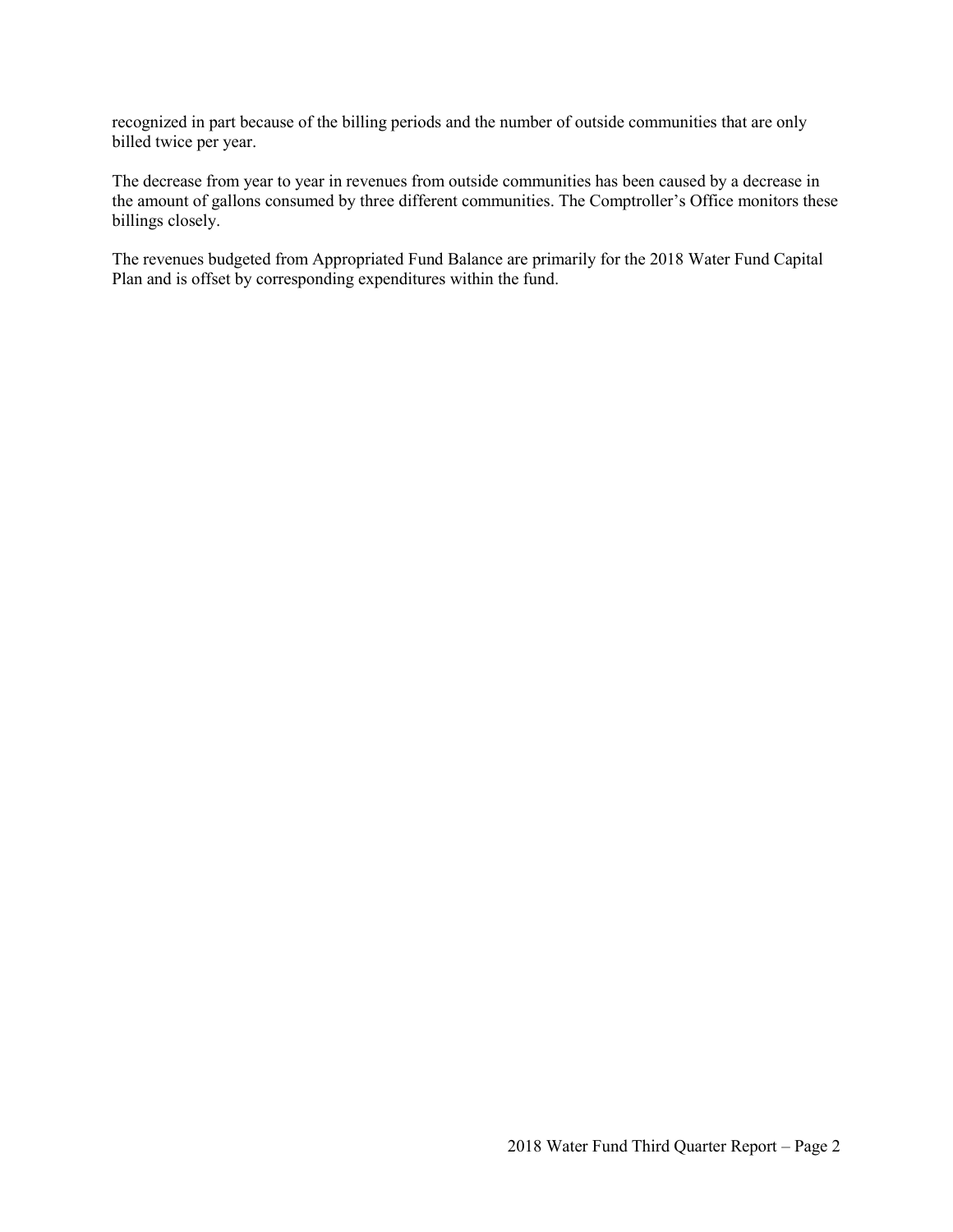recognized in part because of the billing periods and the number of outside communities that are only billed twice per year.

The decrease from year to year in revenues from outside communities has been caused by a decrease in the amount of gallons consumed by three different communities. The Comptroller's Office monitors these billings closely.

The revenues budgeted from Appropriated Fund Balance are primarily for the 2018 Water Fund Capital Plan and is offset by corresponding expenditures within the fund.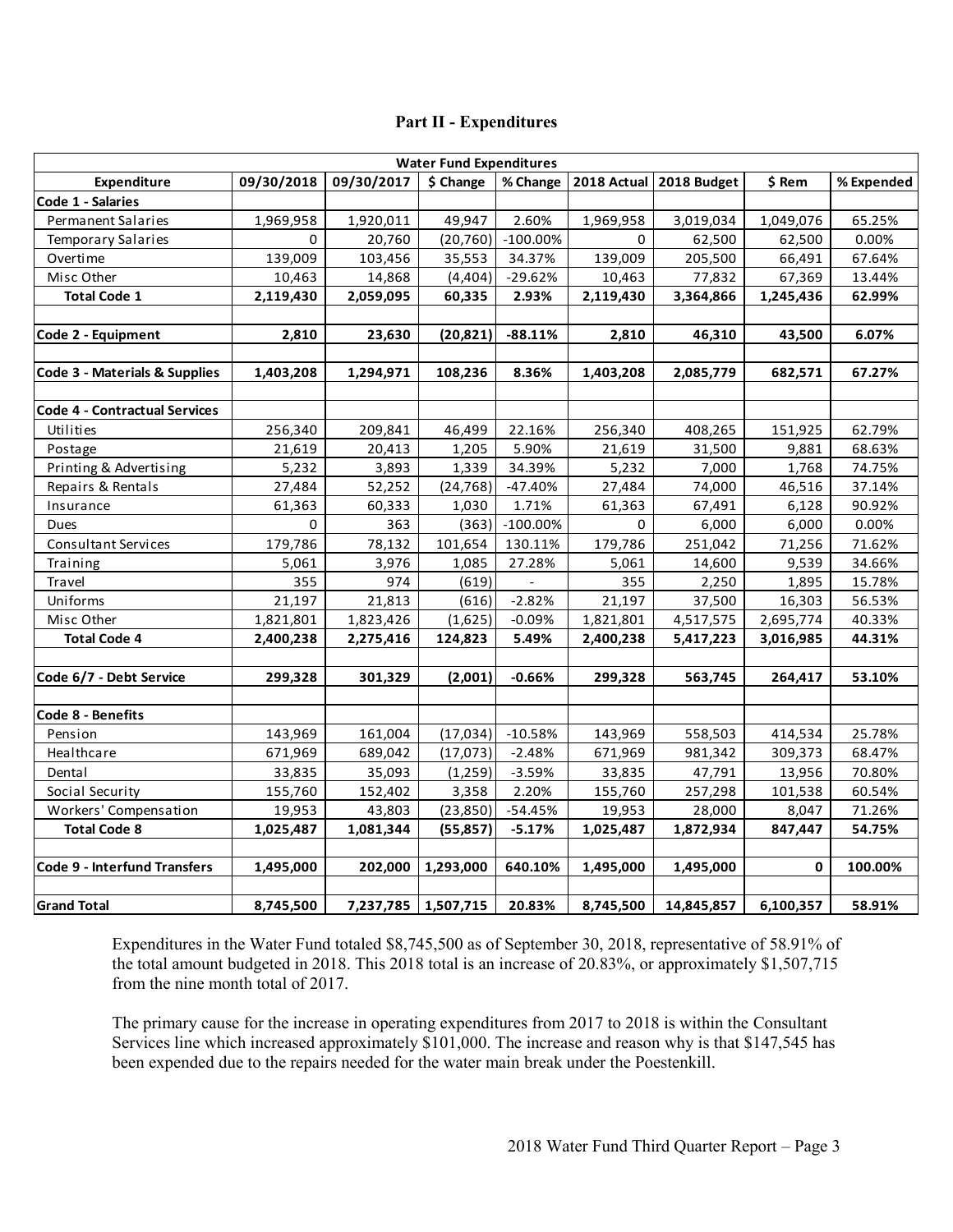## Part II - Expenditures

| Water Fund Expenditures | | | | | | | | |
|---|---|---|---|---|---|---|---|---|
| **Expenditure** | **09/30/2018** | **09/30/2017** | **$ Change** | **% Change** | **2018 Actual** | **2018 Budget** | **$ Rem** | **% Expended** |
| **Code 1 - Salaries** | | | | | | | | |
| Permanent Salaries | 1,969,958 | 1,920,011 | 49,947 | 2.60% | 1,969,958 | 3,019,034 | 1,049,076 | 65.25% |
| Temporary Salaries | 0 | 20,760 | (20,760) | -100.00% | 0 | 62,500 | 62,500 | 0.00% |
| Overtime | 139,009 | 103,456 | 35,553 | 34.37% | 139,009 | 205,500 | 66,491 | 67.64% |
| Misc Other | 10,463 | 14,868 | (4,404) | -29.62% | 10,463 | 77,832 | 67,369 | 13.44% |
| **Total Code 1** | **2,119,430** | **2,059,095** | **60,335** | **2.93%** | **2,119,430** | **3,364,866** | **1,245,436** | **62.99%** |
| | | | | | | | | |
| **Code 2 - Equipment** | **2,810** | **23,630** | **(20,821)** | **-88.11%** | **2,810** | **46,310** | **43,500** | **6.07%** |
| | | | | | | | | |
| **Code 3 - Materials & Supplies** | **1,403,208** | **1,294,971** | **108,236** | **8.36%** | **1,403,208** | **2,085,779** | **682,571** | **67.27%** |
| | | | | | | | | |
| **Code 4 - Contractual Services** | | | | | | | | |
| Utilities | 256,340 | 209,841 | 46,499 | 22.16% | 256,340 | 408,265 | 151,925 | 62.79% |
| Postage | 21,619 | 20,413 | 1,205 | 5.90% | 21,619 | 31,500 | 9,881 | 68.63% |
| Printing & Advertising | 5,232 | 3,893 | 1,339 | 34.39% | 5,232 | 7,000 | 1,768 | 74.75% |
| Repairs & Rentals | 27,484 | 52,252 | (24,768) | -47.40% | 27,484 | 74,000 | 46,516 | 37.14% |
| Insurance | 61,363 | 60,333 | 1,030 | 1.71% | 61,363 | 67,491 | 6,128 | 90.92% |
| Dues | 0 | 363 | (363) | -100.00% | 0 | 6,000 | 6,000 | 0.00% |
| Consultant Services | 179,786 | 78,132 | 101,654 | 130.11% | 179,786 | 251,042 | 71,256 | 71.62% |
| Training | 5,061 | 3,976 | 1,085 | 27.28% | 5,061 | 14,600 | 9,539 | 34.66% |
| Travel | 355 | 974 | (619) | - | 355 | 2,250 | 1,895 | 15.78% |
| Uniforms | 21,197 | 21,813 | (616) | -2.82% | 21,197 | 37,500 | 16,303 | 56.53% |
| Misc Other | 1,821,801 | 1,823,426 | (1,625) | -0.09% | 1,821,801 | 4,517,575 | 2,695,774 | 40.33% |
| **Total Code 4** | **2,400,238** | **2,275,416** | **124,823** | **5.49%** | **2,400,238** | **5,417,223** | **3,016,985** | **44.31%** |
| | | | | | | | | |
| **Code 6/7 - Debt Service** | **299,328** | **301,329** | **(2,001)** | **-0.66%** | **299,328** | **563,745** | **264,417** | **53.10%** |
| | | | | | | | | |
| **Code 8 - Benefits** | | | | | | | | |
| Pension | 143,969 | 161,004 | (17,034) | -10.58% | 143,969 | 558,503 | 414,534 | 25.78% |
| Healthcare | 671,969 | 689,042 | (17,073) | -2.48% | 671,969 | 981,342 | 309,373 | 68.47% |
| Dental | 33,835 | 35,093 | (1,259) | -3.59% | 33,835 | 47,791 | 13,956 | 70.80% |
| Social Security | 155,760 | 152,402 | 3,358 | 2.20% | 155,760 | 257,298 | 101,538 | 60.54% |
| Workers' Compensation | 19,953 | 43,803 | (23,850) | -54.45% | 19,953 | 28,000 | 8,047 | 71.26% |
| **Total Code 8** | **1,025,487** | **1,081,344** | **(55,857)** | **-5.17%** | **1,025,487** | **1,872,934** | **847,447** | **54.75%** |
| | | | | | | | | |
| **Code 9 - Interfund Transfers** | **1,495,000** | **202,000** | **1,293,000** | **640.10%** | **1,495,000** | **1,495,000** | **0** | **100.00%** |
| | | | | | | | | |
| **Grand Total** | **8,745,500** | **7,237,785** | **1,507,715** | **20.83%** | **8,745,500** | **14,845,857** | **6,100,357** | **58.91%** |

Expenditures in the Water Fund totaled $8,745,500 as of September 30, 2018, representative of 58.91% of the total amount budgeted in 2018. This 2018 total is an increase of 20.83%, or approximately $1,507,715 from the nine month total of 2017.

The primary cause for the increase in operating expenditures from 2017 to 2018 is within the Consultant Services line which increased approximately $101,000. The increase and reason why is that $147,545 has been expended due to the repairs needed for the water main break under the Poestenkill.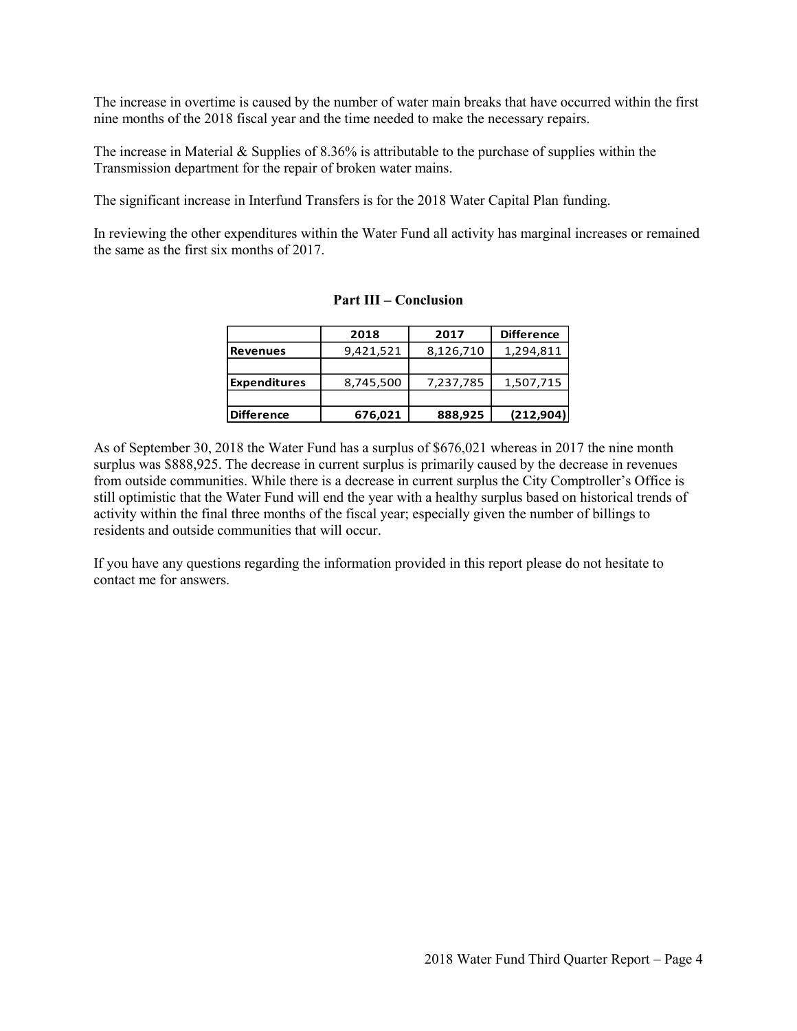The increase in overtime is caused by the number of water main breaks that have occurred within the first nine months of the 2018 fiscal year and the time needed to make the necessary repairs.

The increase in Material & Supplies of 8.36% is attributable to the purchase of supplies within the Transmission department for the repair of broken water mains.

The significant increase in Interfund Transfers is for the 2018 Water Capital Plan funding.

In reviewing the other expenditures within the Water Fund all activity has marginal increases or remained the same as the first six months of 2017.

## Part III – Conclusion

| | 2018 | 2017 | Difference |
|---|---|---|---|
| **Revenues** | 9,421,521 | 8,126,710 | 1,294,811 |
| | | | |
| **Expenditures** | 8,745,500 | 7,237,785 | 1,507,715 |
| | | | |
| **Difference** | **676,021** | **888,925** | **(212,904)** |

As of September 30, 2018 the Water Fund has a surplus of $676,021 whereas in 2017 the nine month surplus was $888,925. The decrease in current surplus is primarily caused by the decrease in revenues from outside communities. While there is a decrease in current surplus the City Comptroller's Office is still optimistic that the Water Fund will end the year with a healthy surplus based on historical trends of activity within the final three months of the fiscal year; especially given the number of billings to residents and outside communities that will occur.

If you have any questions regarding the information provided in this report please do not hesitate to contact me for answers.